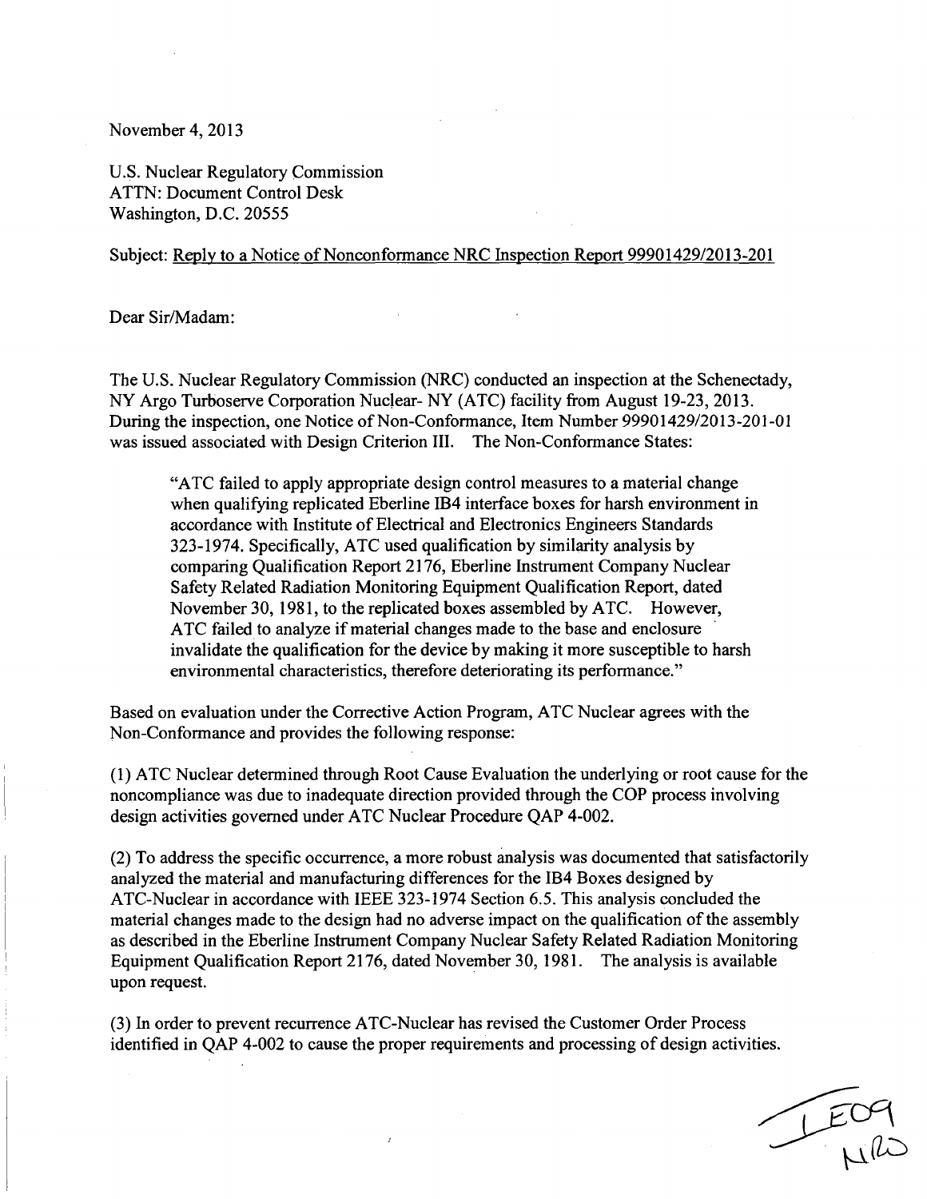November 4, 2013

U.S. Nuclear Regulatory Commission
ATTN: Document Control Desk
Washington, D.C. 20555

Subject: Reply to a Notice of Nonconformance NRC Inspection Report 99901429/2013-201

Dear Sir/Madam:

The U.S. Nuclear Regulatory Commission (NRC) conducted an inspection at the Schenectady, NY Argo Turboserve Corporation Nuclear- NY (ATC) facility from August 19-23, 2013. During the inspection, one Notice of Non-Conformance, Item Number 99901429/2013-201-01 was issued associated with Design Criterion III. The Non-Conformance States:

> "ATC failed to apply appropriate design control measures to a material change when qualifying replicated Eberline IB4 interface boxes for harsh environment in accordance with Institute of Electrical and Electronics Engineers Standards 323-1974. Specifically, ATC used qualification by similarity analysis by comparing Qualification Report 2176, Eberline Instrument Company Nuclear Safety Related Radiation Monitoring Equipment Qualification Report, dated November 30, 1981, to the replicated boxes assembled by ATC. However, ATC failed to analyze if material changes made to the base and enclosure invalidate the qualification for the device by making it more susceptible to harsh environmental characteristics, therefore deteriorating its performance."

Based on evaluation under the Corrective Action Program, ATC Nuclear agrees with the Non-Conformance and provides the following response:

(1) ATC Nuclear determined through Root Cause Evaluation the underlying or root cause for the noncompliance was due to inadequate direction provided through the COP process involving design activities governed under ATC Nuclear Procedure QAP 4-002.

(2) To address the specific occurrence, a more robust analysis was documented that satisfactorily analyzed the material and manufacturing differences for the IB4 Boxes designed by ATC-Nuclear in accordance with IEEE 323-1974 Section 6.5. This analysis concluded the material changes made to the design had no adverse impact on the qualification of the assembly as described in the Eberline Instrument Company Nuclear Safety Related Radiation Monitoring Equipment Qualification Report 2176, dated November 30, 1981. The analysis is available upon request.

(3) In order to prevent recurrence ATC-Nuclear has revised the Customer Order Process identified in QAP 4-002 to cause the proper requirements and processing of design activities.

IE09
NRO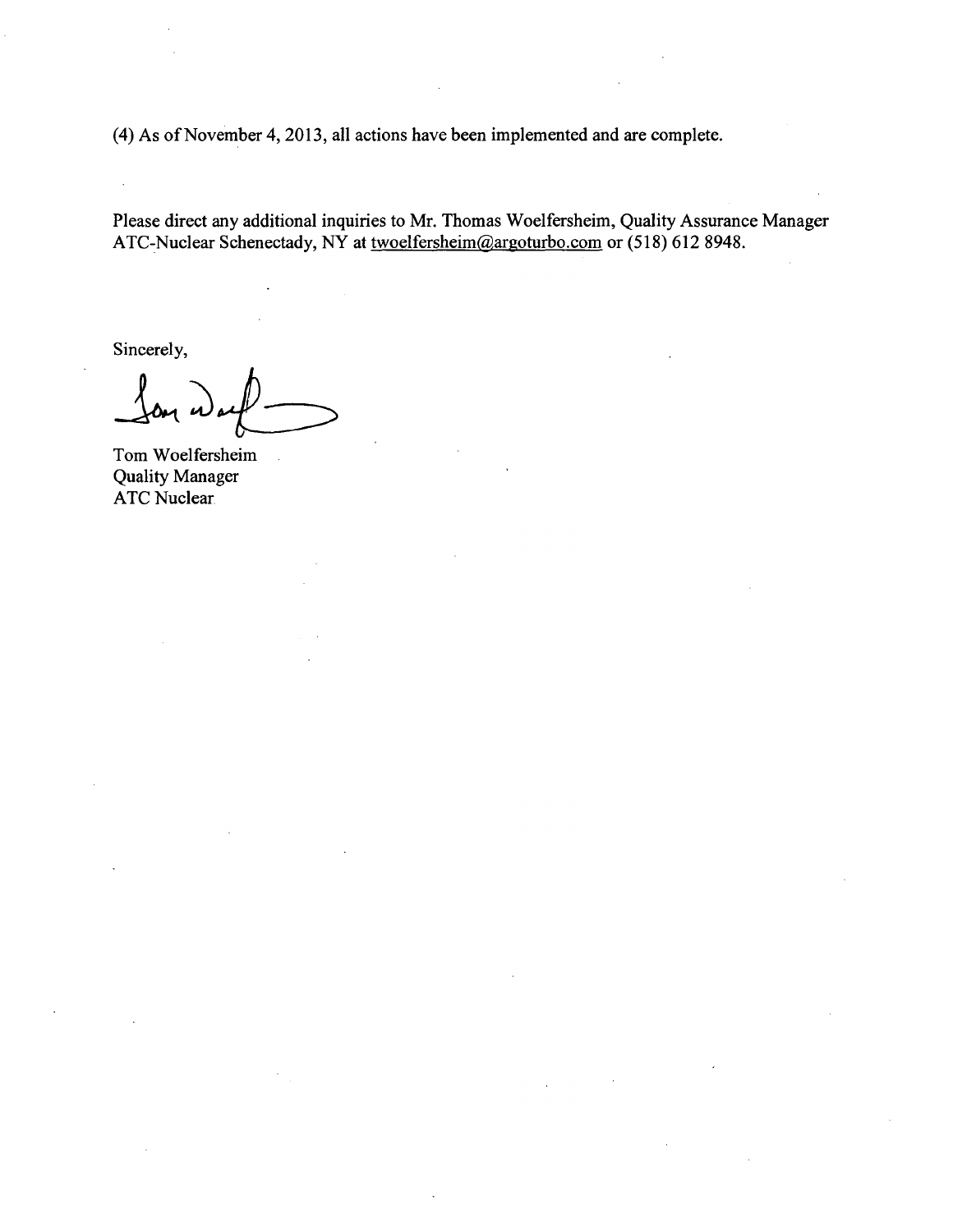(4) As of November 4, 2013, all actions have been implemented and are complete.

Please direct any additional inquiries to Mr. Thomas Woelfersheim, Quality Assurance Manager ATC-Nuclear Schenectady, NY at twoelfersheim@argoturbo.com or (518) 612 8948.

Sincerely,

Tom Woelfersheim
Quality Manager
ATC Nuclear